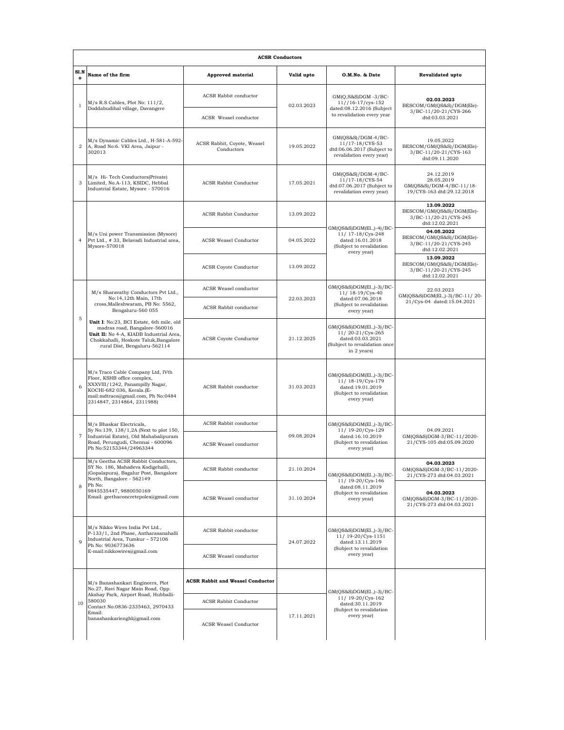| ACSR Conductors | | | | | |
|---|---|---|---|---|---|
| **Sl.No** | **Name of the firm** | **Approved material** | **Valid upto** | **O.M.No. & Date** | **Revalidated upto** |
| 1 | M/s R.S Cables, Plot No: 111/2, Doddabudihal village, Davangere | ACSR Rabbit conductor | 02.03.2023 | GM(Q,S&S)DGM -3/BC-11//16-17/cys-152 dated:08.12.2016 (Subject to revalidation every year | **02.03.2023** BESCOM/GM(QS&S)/DGM(Ele)-3/BC-11/20-21/CYS-266 dtd:03.03.2021 |
| | | ACSR Weasel conductor | | | |
| 2 | M/s Dynamic Cables Ltd., H-581-A-592-A, Road No:6. VKI Area, Jaipur - 302013 | ACSR Rabbit, Coyote, Weasel Conductors | 19.05.2022 | GM(QS&S)/DGM-4/BC-11/17-18/CYS-53 dtd:06.06.2017 (Subject to revalidation every year) | 19.05.2022 BESCOM/GM(QS&S)/DGM(Ele)-3/BC-11/20-21/CYS-163 dtd:09.11.2020 |
| 3 | M/s Hi- Tech Conductors(Private) Limited, No.A-113, KSIDC, Hebbal Industrial Estate, Mysore - 570016 | ACSR Rabbit Conductor | 17.05.2021 | GM(QS&S)/DGM-4/BC-11/17-18/CYS-54 dtd:07.06.2017 (Subject to revalidation every year) | 24.12.2019 28.05.2019 GM(QS&S)/DGM-4/BC-11/18-19/CYS-163 dtd:29.12.2018 |
| 4 | M/s Uni power Transmission (Mysore) Pvt Ltd., # 33, Belavadi Industrial area, Mysore-570018 | ACSR Rabbit Conductor | 13.09.2022 | GM(QS&S)DGM(El.,)-4)/BC-11/ 17-18/Cys-248 dated:16.01.2018 (Subject to revalidation every year) | **13.09.2022** BESCOM/GM(QS&S)/DGM(Ele)-3/BC-11/20-21/CYS-245 dtd:12.02.2021 |
| | | ACSR Weasel Conductor | 04.05.2022 | | **04.05.2022** BESCOM/GM(QS&S)/DGM(Ele)-3/BC-11/20-21/CYS-245 dtd:12.02.2021 |
| | | ACSR Coyote Conductor | 13.09.2022 | | **13.09.2022** BESCOM/GM(QS&S)/DGM(Ele)-3/BC-11/20-21/CYS-245 dtd:12.02.2021 |
| 5 | M/s Sharavathy Conductors Pvt Ltd., No:14,12th Main, 17th cross,Malleshwaram, PB No: 5562, Bengaluru-560 055 | ACSR Weasel conductor | 22.03.2023 | GM(QS&S)DGM(El.,)-3)/BC-11/ 18-19/Cys-40 dated:07.06.2018 (Subject to revalidation every year) | 22.03.2023 GM(QS&S)DGM(El.,)-3)/BC-11/ 20-21/Cys-04 dated:15.04.2021 |
| | | ACSR Rabbit conductor | | | |
| | **Unit I**: No:23, BCI Estate, 6th mile, old madras road, Bangalore-560016 **Unit II:** No 4-A, KIADB Industrial Area, Chokkahalli, Hoskote Taluk,Bangalore rural Dist, Bengaluru-562114 | ACSR Coyote Conductor | 21.12.2025 | GM(QS&S)DGM(El.,)-3)/BC-11/ 20-21/Cys-265 dated:03.03.2021 (Subject to revalidation once in 2 years) | |
| 6 | M/s Traco Cable Company Ltd, IVth Floor, KSHB office complex, XXXVIII/1242, Panampilly Nagar, KOCHI-682 036, Kerala.(E-mail:mdtraco@gmail.com, Ph No:0484 2314847, 2314864, 2311988) | ACSR Rabbit conductor | 31.03.2023 | GM(QS&S)DGM(El.,)-3)/BC-11/ 18-19/Cys-179 dated:19.01.2019 (Subject to revalidation every year) | |
| 7 | M/s Bhaskar Electricals, Sy No:139, 138/1,2A (Next to plot 150, Industrial Estate), Old Mahabalipuram Road, Perungudi, Chennai - 600096 Ph No:52153344/24963344 | ACSR Rabbit conductor | 09.08.2024 | GM(QS&S)DGM(El.,)-3)/BC-11/ 19-20/Cys-129 dated:16.10.2019 (Subject to revalidation every year) | 04.09.2021 GM(QS&S)DGM-3/BC-11/2020-21/CYS-105 dtd:05.09.2020 |
| | | ACSR Weasel conductor | | | |
| 8 | M/s Geetha ACSR Rabbit Conductors, SY No. 186, Mahadeva Kodigehalli, (Gopalapura), Bagalur Post, Bangalore North, Bangalore - 562149 Ph No: 9845535447, 9880050169 Email: geethaconcretepoles@gmail.com | ACSR Rabbit conductor | 21.10.2024 | GM(QS&S)DGM(El.,)-3)/BC-11/ 19-20/Cys-146 dated:08.11.2019 (Subject to revalidation every year) | **04.03.2023** GM(QS&S)DGM-3/BC-11/2020-21/CYS-273 dtd:04.03.2021 |
| | | ACSR Weasel conductor | 31.10.2024 | | **04.03.2023** GM(QS&S)DGM-3/BC-11/2020-21/CYS-273 dtd:04.03.2021 |
| 9 | M/s Nikko Wires India Pvt Ltd., P-133/1, 2nd Phase, Antharasanahalli Industrial Area, Tumkur – 572106 Ph No: 9036773636 E-mail:nikkowires@gmail.com | ACSR Rabbit conductor | 24.07.2022 | GM(QS&S)DGM(El.,)-3)/BC-11/ 19-20/Cys-1151 dated:13.11.2019 (Subject to revalidation every year) | |
| | | ACSR Weasel conductor | | | |
| 10 | M/s Banashankari Engineers, Plot No.27, Ravi Nagar Main Road, Opp. Akshay Park, Airport Road, Hubballi-580030 Contact No:0836-2335463, 2970433 Email: banashankarienghl@gmail.com | **ACSR Rabbit and Weasel Conductor** | | GM(QS&S)DGM(El.,)-3)/BC-11/ 19-20/Cys-162 dated:30.11.2019 (Subject to revalidation every year) | |
| | | ACSR Rabbit Conductor | 17.11.2021 | | |
| | | ACSR Weasel Conductor | | | |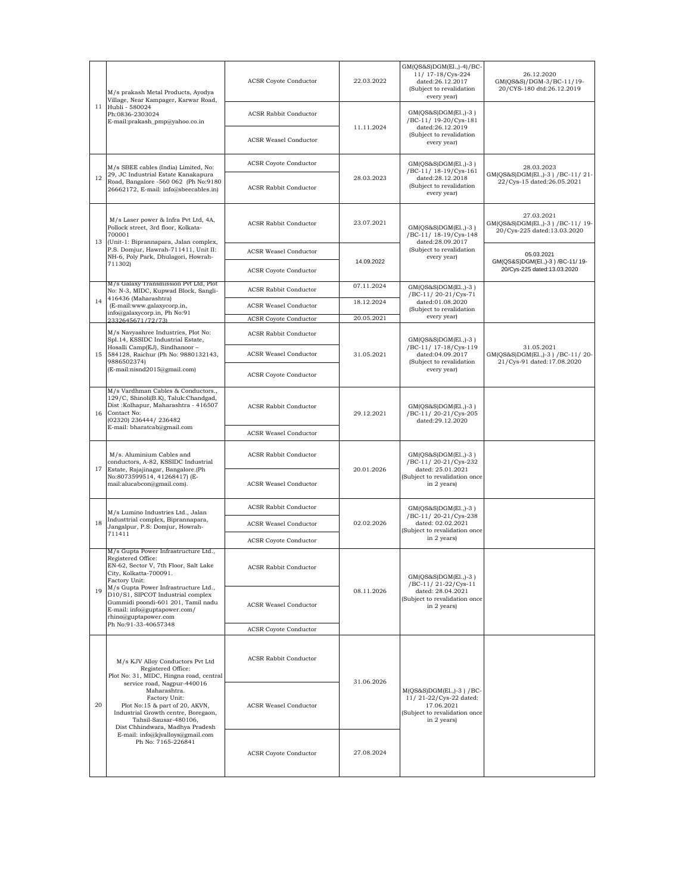| | | | | | |
|---|---|---|---|---|---|
| 11 | M/s prakash Metal Products, Ayodya Village, Near Kampager, Karwar Road, Hubli - 580024 Ph:0836-2303024 E-mail:prakash_pmp@yahoo.co.in | ACSR Coyote Conductor | 22.03.2022 | GM(QS&S)DGM(El.,)-4)/BC-11/ 17-18/Cys-224 dated:26.12.2017 (Subject to revalidation every year) | 26.12.2020 GM(QS&S)/DGM-3/BC-11/19-20/CYS-180 dtd:26.12.2019 |
| | | ACSR Rabbit Conductor | 11.11.2024 | GM(QS&S)DGM(El.,)-3 ) /BC-11/ 19-20/Cys-181 dated:26.12.2019 (Subject to revalidation every year) | |
| | | ACSR Weasel Conductor | | | |
| 12 | M/s SBEE cables (India) Limited, No: 29, JC Industrial Estate Kanakapura Road, Bangalore -560 062 (Ph No:9180 26662172, E-mail: info@sbeecables.in) | ACSR Coyote Conductor | 28.03.2023 | GM(QS&S)DGM(El.,)-3 ) /BC-11/ 18-19/Cys-161 dated:28.12.2018 (Subject to revalidation every year) | 28.03.2023 GM(QS&S)DGM(El.,)-3 ) /BC-11/ 21-22/Cys-15 dated:26.05.2021 |
| | | ACSR Rabbit Conductor | | | |
| 13 | M/s Laser power & Infra Pvt Ltd, 4A, Pollock street, 3rd floor, Kolkata-700001 (Unit-1: Biprannapara, Jalan complex, P.S. Domjur, Hawrah-711411, Unit II: NH-6, Poly Park, Dhulagori, Howrah-711302) | ACSR Rabbit Conductor | 23.07.2021 | GM(QS&S)DGM(El.,)-3 ) /BC-11/ 18-19/Cys-148 dated:28.09.2017 (Subject to revalidation every year) | 27.03.2021 GM(QS&S)DGM(El.,)-3 ) /BC-11/ 19-20/Cys-225 dated:13.03.2020 |
| | | ACSR Weasel Conductor | 14.09.2022 | | 05.03.2021 GM(QS&S)DGM(El.,)-3 ) /BC-11/ 19-20/Cys-225 dated:13.03.2020 |
| | | ACSR Coyote Conductor | | | |
| 14 | M/s Galaxy Transmission Pvt Ltd, Plot No: N-3, MIDC, Kupwad Block, Sangli-416436 (Maharashtra) (E-mail:www.galaxycorp.in, info@galaxycorp.in, Ph No:91 2332645671/72/73) | ACSR Rabbit Conductor | 07.11.2024 | GM(QS&S)DGM(El.,)-3 ) /BC-11/ 20-21/Cys-71 dated:01.08.2020 (Subject to revalidation every year) | |
| | | ACSR Weasel Conductor | 18.12.2024 | | |
| | | ACSR Coyote Conductor | 20.05.2021 | | |
| 15 | M/s Navyashree Industries, Plot No: Spl.14, KSSIDC Industrial Estate, Hosalli Camp(EJ), Sindhanoor – 584128, Raichur (Ph No: 9880132143, 9886502374) (E-mail:nisnd2015@gmail.com) | ACSR Rabbit Conductor | 31.05.2021 | GM(QS&S)DGM(El.,)-3 ) /BC-11/ 17-18/Cys-119 dated:04.09.2017 (Subject to revalidation every year) | 31.05.2021 GM(QS&S)DGM(El.,)-3 ) /BC-11/ 20-21/Cys-91 dated:17.08.2020 |
| | | ACSR Weasel Conductor | | | |
| | | ACSR Coyote Conductor | | | |
| 16 | M/s Vardhman Cables & Conductors., 129/C, Shinoli(B.K), Taluk:Chandgad, Dist :Kolhapur, Maharashtra - 416507 Contact No: (02320) 236444/ 236482 E-mail: bharatcab@gmail.com | ACSR Rabbit Conductor | 29.12.2021 | GM(QS&S)DGM(El.,)-3 ) /BC-11/ 20-21/Cys-205 dated:29.12.2020 | |
| | | ACSR Weasel Conductor | | | |
| 17 | M/s. Aluminium Cables and conductors, A-82, KSSIDC Industrial Estate, Rajajinagar, Bangalore.(Ph No:8073599514, 41268417) (E-mail:alucabcon@gmail.com). | ACSR Rabbit Conductor | 20.01.2026 | GM(QS&S)DGM(El.,)-3 ) /BC-11/ 20-21/Cys-232 dated: 25.01.2021 (Subject to revalidation once in 2 years) | |
| | | ACSR Weasel Conductor | | | |
| 18 | M/s Lumino Industries Ltd., Jalan Industrial complex, Biprannapara, Jangalpur, P.S: Domjur, Howrah-711411 | ACSR Rabbit Conductor | 02.02.2026 | GM(QS&S)DGM(El.,)-3 ) /BC-11/ 20-21/Cys-238 dated: 02.02.2021 (Subject to revalidation once in 2 years) | |
| | | ACSR Weasel Conductor | | | |
| | | ACSR Coyote Conductor | | | |
| 19 | M/s Gupta Power Infrastructure Ltd., Registered Office: EN-62, Sector V, 7th Floor, Salt Lake City, Kolkatta-700091. Factory Unit: M/s Gupta Power Infrastructure Ltd., D10/S1, SIPCOT Industrial complex Gummidi poondi-601 201, Tamil nadu E-mail: info@guptapower.com/ rhino@guptapower.com Ph No:91-33-40657348 | ACSR Rabbit Conductor | 08.11.2026 | GM(QS&S)DGM(El.,)-3 ) /BC-11/ 21-22/Cys-11 dated: 28.04.2021 (Subject to revalidation once in 2 years) | |
| | | ACSR Weasel Conductor | | | |
| | | ACSR Coyote Conductor | | | |
| 20 | M/s KJV Alloy Conductors Pvt Ltd Registered Office: Plot No: 31, MIDC, Hingna road, central service road, Nagpur-440016 Maharashtra. Factory Unit: Plot No:15 & part of 20, AKVN, Industrial Growth centre, Boregaon, Tahsil-Sausar-480106, Dist Chhindwara, Madhya Pradesh E-mail: info@kjvalloys@gmail.com Ph No: 7165-226841 | ACSR Rabbit Conductor | 31.06.2026 | M(QS&S)DGM(El.,)-3 ) /BC-11/ 21-22/Cys-22 dated: 17.06.2021 (Subject to revalidation once in 2 years) | |
| | | ACSR Weasel Conductor | | | |
| | | ACSR Coyote Conductor | 27.08.2024 | | |